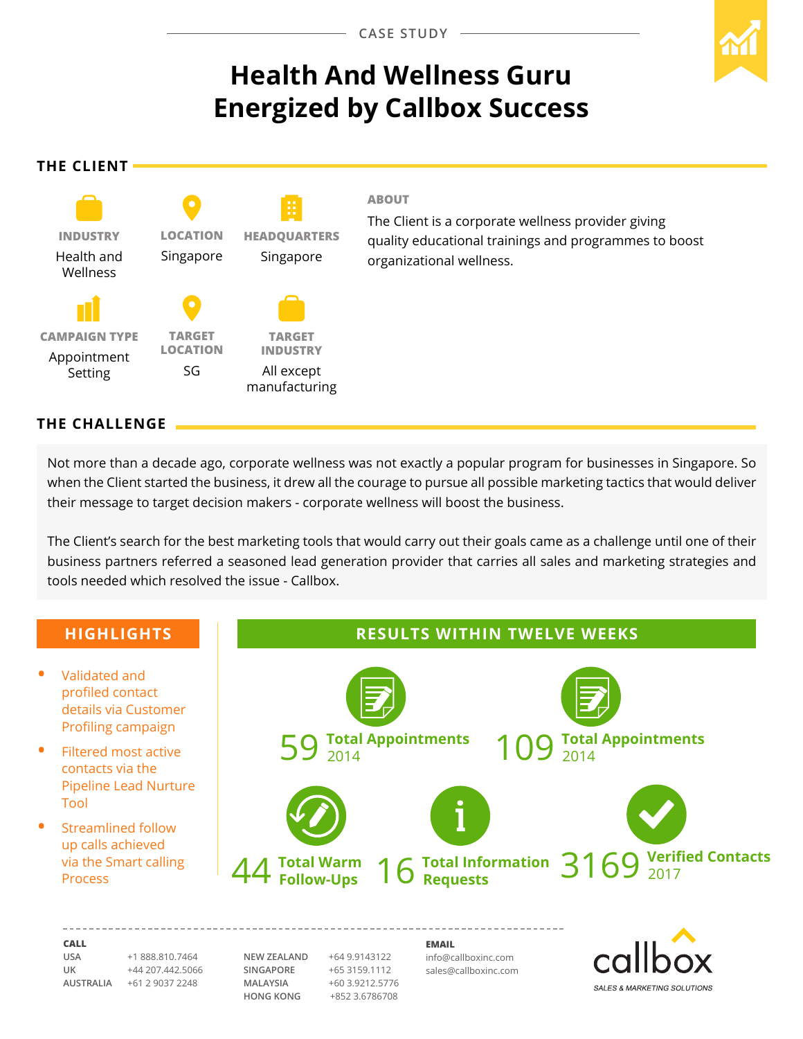CASE STUDY

# Health And Wellness Guru Energized by Callbox Success

## THE CLIENT

**INDUSTRY**
Health and Wellness

**LOCATION**
Singapore

**HEADQUARTERS**
Singapore

**CAMPAIGN TYPE**
Appointment Setting

**TARGET LOCATION**
SG

**TARGET INDUSTRY**
All except manufacturing

**ABOUT**

The Client is a corporate wellness provider giving quality educational trainings and programmes to boost organizational wellness.

## THE CHALLENGE

Not more than a decade ago, corporate wellness was not exactly a popular program for businesses in Singapore. So when the Client started the business, it drew all the courage to pursue all possible marketing tactics that would deliver their message to target decision makers - corporate wellness will boost the business.

The Client's search for the best marketing tools that would carry out their goals came as a challenge until one of their business partners referred a seasoned lead generation provider that carries all sales and marketing strategies and tools needed which resolved the issue - Callbox.

## HIGHLIGHTS

- Validated and profiled contact details via Customer Profiling campaign
- Filtered most active contacts via the Pipeline Lead Nurture Tool
- Streamlined follow up calls achieved via the Smart calling Process

## RESULTS WITHIN TWELVE WEEKS

- **59** Total Appointments 2014
- **109** Total Appointments 2014
- **44** Total Warm Follow-Ups
- **16** Total Information Requests
- **3169** Verified Contacts 2017

**CALL**

| | | | |
|---|---|---|---|
| USA | +1 888.810.7464 | NEW ZEALAND | +64 9.9143122 |
| UK | +44 207.442.5066 | SINGAPORE | +65 3159.1112 |
| AUSTRALIA | +61 2 9037 2248 | MALAYSIA | +60 3.9212.5776 |
| | | HONG KONG | +852 3.6786708 |

**EMAIL**

info@callboxinc.com
sales@callboxinc.com

callbox
SALES & MARKETING SOLUTIONS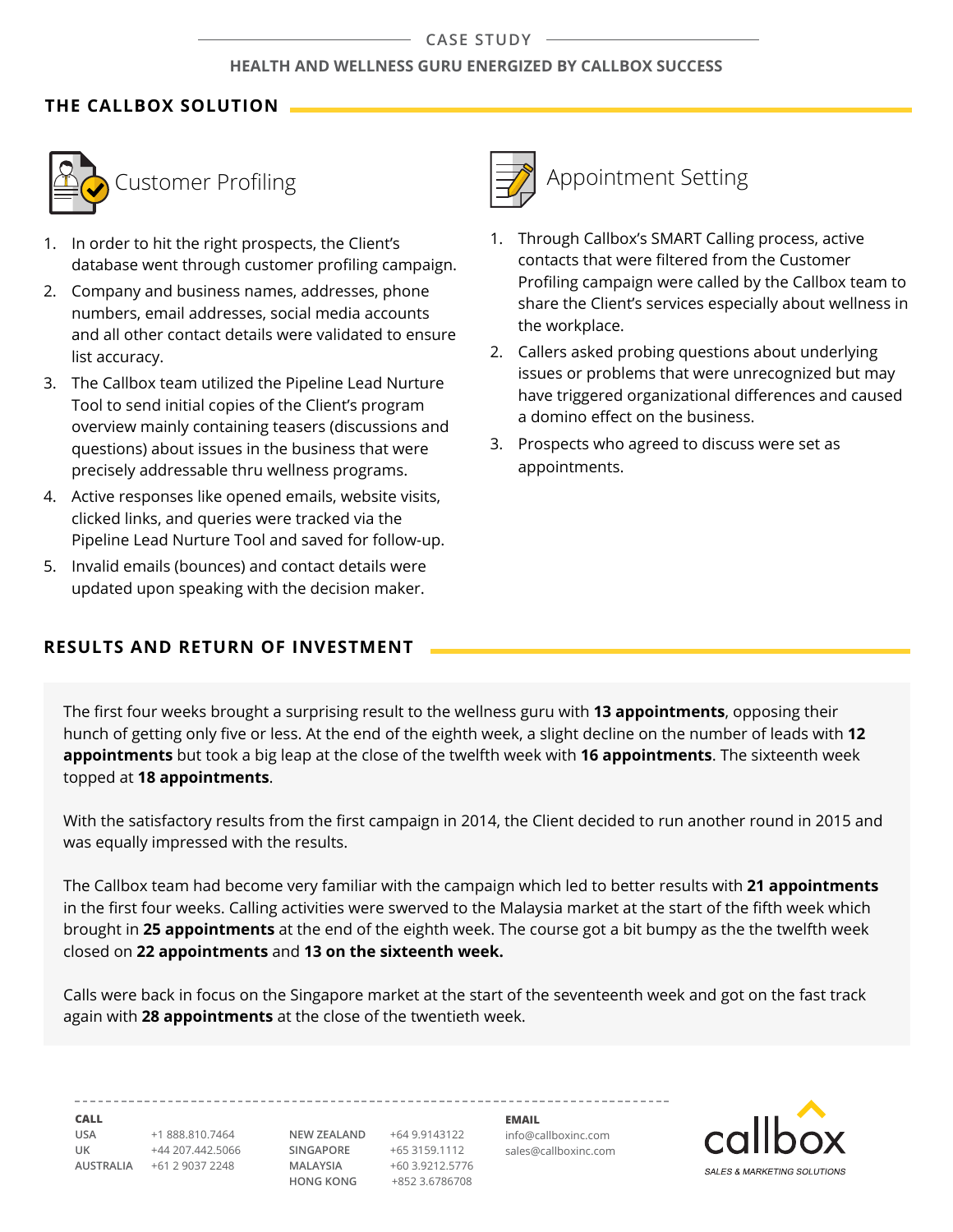CASE STUDY

HEALTH AND WELLNESS GURU ENERGIZED BY CALLBOX SUCCESS

## THE CALLBOX SOLUTION

### Customer Profiling

1. In order to hit the right prospects, the Client's database went through customer profiling campaign.
2. Company and business names, addresses, phone numbers, email addresses, social media accounts and all other contact details were validated to ensure list accuracy.
3. The Callbox team utilized the Pipeline Lead Nurture Tool to send initial copies of the Client's program overview mainly containing teasers (discussions and questions) about issues in the business that were precisely addressable thru wellness programs.
4. Active responses like opened emails, website visits, clicked links, and queries were tracked via the Pipeline Lead Nurture Tool and saved for follow-up.
5. Invalid emails (bounces) and contact details were updated upon speaking with the decision maker.

### Appointment Setting

1. Through Callbox's SMART Calling process, active contacts that were filtered from the Customer Profiling campaign were called by the Callbox team to share the Client's services especially about wellness in the workplace.
2. Callers asked probing questions about underlying issues or problems that were unrecognized but may have triggered organizational differences and caused a domino effect on the business.
3. Prospects who agreed to discuss were set as appointments.

## RESULTS AND RETURN OF INVESTMENT

The first four weeks brought a surprising result to the wellness guru with **13 appointments**, opposing their hunch of getting only five or less. At the end of the eighth week, a slight decline on the number of leads with **12 appointments** but took a big leap at the close of the twelfth week with **16 appointments**. The sixteenth week topped at **18 appointments**.

With the satisfactory results from the first campaign in 2014, the Client decided to run another round in 2015 and was equally impressed with the results.

The Callbox team had become very familiar with the campaign which led to better results with **21 appointments** in the first four weeks. Calling activities were swerved to the Malaysia market at the start of the fifth week which brought in **25 appointments** at the end of the eighth week. The course got a bit bumpy as the the twelfth week closed on **22 appointments** and **13 on the sixteenth week.**

Calls were back in focus on the Singapore market at the start of the seventeenth week and got on the fast track again with **28 appointments** at the close of the twentieth week.

**CALL**

| | | | |
|---|---|---|---|
| USA | +1 888.810.7464 | NEW ZEALAND | +64 9.9143122 |
| UK | +44 207.442.5066 | SINGAPORE | +65 3159.1112 |
| AUSTRALIA | +61 2 9037 2248 | MALAYSIA | +60 3.9212.5776 |
| | | HONG KONG | +852 3.6786708 |

**EMAIL**

info@callboxinc.com
sales@callboxinc.com

callbox
SALES & MARKETING SOLUTIONS